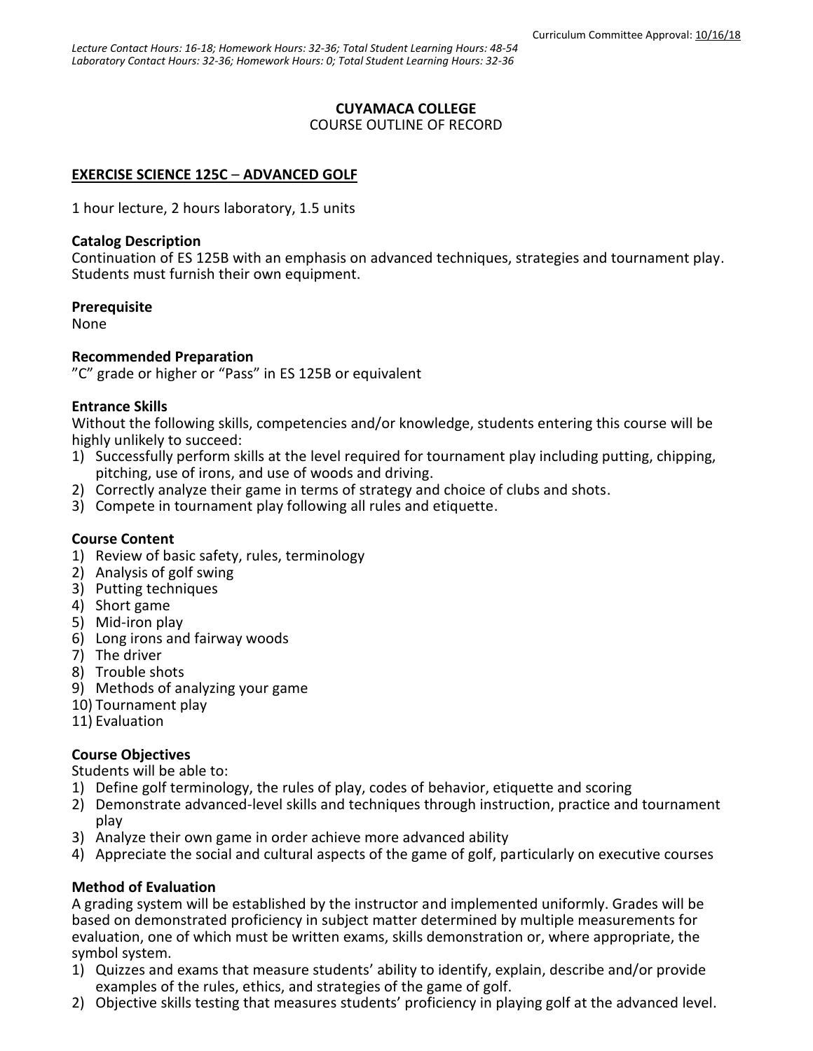Curriculum Committee Approval: 10/16/18

*Lecture Contact Hours: 16-18; Homework Hours: 32-36; Total Student Learning Hours: 48-54*
*Laboratory Contact Hours: 32-36; Homework Hours: 0; Total Student Learning Hours: 32-36*

**CUYAMACA COLLEGE**
COURSE OUTLINE OF RECORD

**EXERCISE SCIENCE 125C – ADVANCED GOLF**

1 hour lecture, 2 hours laboratory, 1.5 units

**Catalog Description**
Continuation of ES 125B with an emphasis on advanced techniques, strategies and tournament play. Students must furnish their own equipment.

**Prerequisite**
None

**Recommended Preparation**
"C" grade or higher or "Pass" in ES 125B or equivalent

**Entrance Skills**
Without the following skills, competencies and/or knowledge, students entering this course will be highly unlikely to succeed:

1) Successfully perform skills at the level required for tournament play including putting, chipping, pitching, use of irons, and use of woods and driving.
2) Correctly analyze their game in terms of strategy and choice of clubs and shots.
3) Compete in tournament play following all rules and etiquette.

**Course Content**

1) Review of basic safety, rules, terminology
2) Analysis of golf swing
3) Putting techniques
4) Short game
5) Mid-iron play
6) Long irons and fairway woods
7) The driver
8) Trouble shots
9) Methods of analyzing your game
10) Tournament play
11) Evaluation

**Course Objectives**
Students will be able to:

1) Define golf terminology, the rules of play, codes of behavior, etiquette and scoring
2) Demonstrate advanced-level skills and techniques through instruction, practice and tournament play
3) Analyze their own game in order achieve more advanced ability
4) Appreciate the social and cultural aspects of the game of golf, particularly on executive courses

**Method of Evaluation**
A grading system will be established by the instructor and implemented uniformly. Grades will be based on demonstrated proficiency in subject matter determined by multiple measurements for evaluation, one of which must be written exams, skills demonstration or, where appropriate, the symbol system.

1) Quizzes and exams that measure students' ability to identify, explain, describe and/or provide examples of the rules, ethics, and strategies of the game of golf.
2) Objective skills testing that measures students' proficiency in playing golf at the advanced level.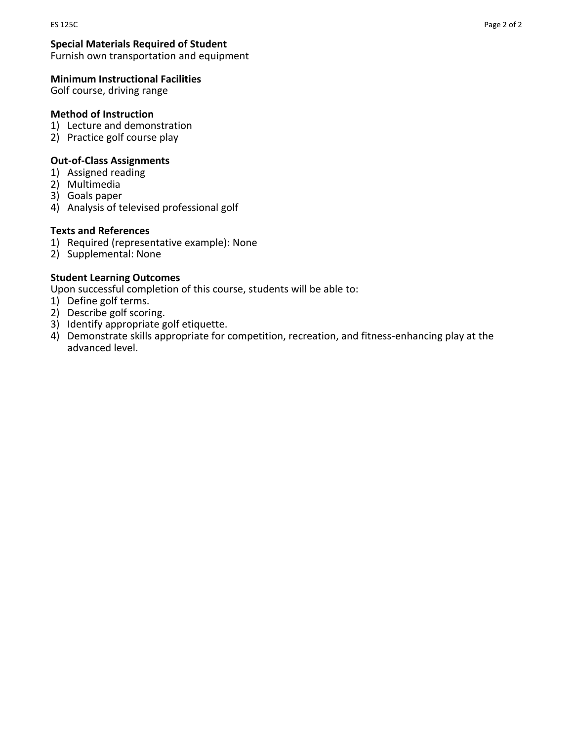## Special Materials Required of Student
Furnish own transportation and equipment

## Minimum Instructional Facilities
Golf course, driving range

## Method of Instruction
1) Lecture and demonstration
2) Practice golf course play

## Out-of-Class Assignments
1) Assigned reading
2) Multimedia
3) Goals paper
4) Analysis of televised professional golf

## Texts and References
1) Required (representative example): None
2) Supplemental: None

## Student Learning Outcomes
Upon successful completion of this course, students will be able to:
1) Define golf terms.
2) Describe golf scoring.
3) Identify appropriate golf etiquette.
4) Demonstrate skills appropriate for competition, recreation, and fitness-enhancing play at the advanced level.